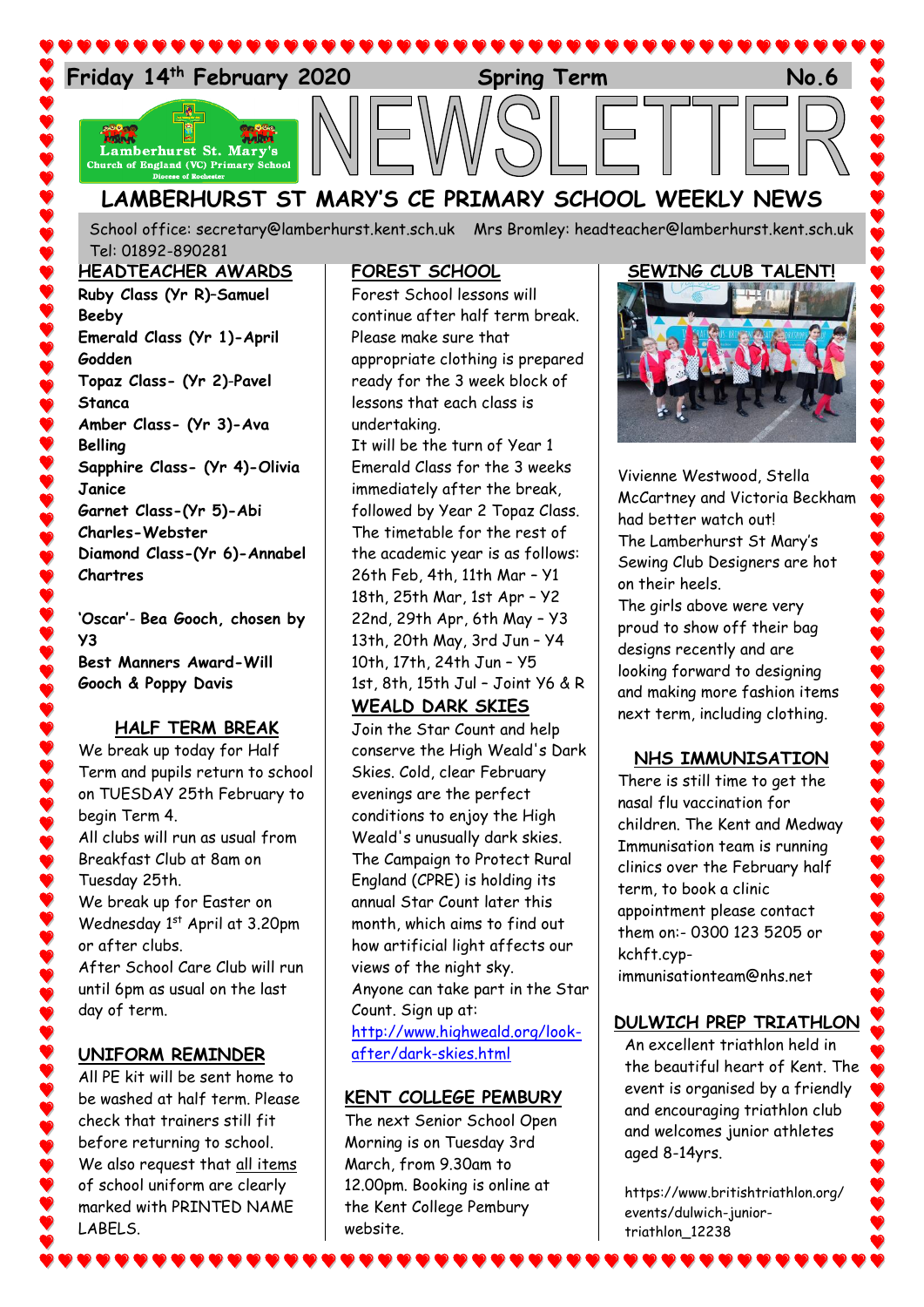Friday 14th February 2020 — Spring Term — No.6

# NEWSLETTER

## LAMBERHURST ST MARY'S CE PRIMARY SCHOOL WEEKLY NEWS

School office: secretary@lamberhurst.kent.sch.uk Mrs Bromley: headteacher@lamberhurst.kent.sch.uk
Tel: 01892-890281

### HEADTEACHER AWARDS

**Ruby Class (Yr R)–Samuel Beeby**
**Emerald Class (Yr 1)-April Godden**
**Topaz Class- (Yr 2)-Pavel Stanca**
**Amber Class- (Yr 3)-Ava Belling**
**Sapphire Class- (Yr 4)-Olivia Janice**
**Garnet Class-(Yr 5)-Abi Charles-Webster**
**Diamond Class-(Yr 6)-Annabel Chartres**

**'Oscar'- Bea Gooch, chosen by Y3**
**Best Manners Award-Will Gooch & Poppy Davis**

### HALF TERM BREAK

We break up today for Half Term and pupils return to school on TUESDAY 25th February to begin Term 4.
All clubs will run as usual from Breakfast Club at 8am on Tuesday 25th.
We break up for Easter on Wednesday 1st April at 3.20pm or after clubs.
After School Care Club will run until 6pm as usual on the last day of term.

### UNIFORM REMINDER

All PE kit will be sent home to be washed at half term. Please check that trainers still fit before returning to school.
We also request that all items of school uniform are clearly marked with PRINTED NAME LABELS.

### FOREST SCHOOL

Forest School lessons will continue after half term break. Please make sure that appropriate clothing is prepared ready for the 3 week block of lessons that each class is undertaking.
It will be the turn of Year 1 Emerald Class for the 3 weeks immediately after the break, followed by Year 2 Topaz Class.
The timetable for the rest of the academic year is as follows:
26th Feb, 4th, 11th Mar – Y1
18th, 25th Mar, 1st Apr – Y2
22nd, 29th Apr, 6th May – Y3
13th, 20th May, 3rd Jun – Y4
10th, 17th, 24th Jun – Y5
1st, 8th, 15th Jul – Joint Y6 & R

### WEALD DARK SKIES

Join the Star Count and help conserve the High Weald's Dark Skies. Cold, clear February evenings are the perfect conditions to enjoy the High Weald's unusually dark skies.
The Campaign to Protect Rural England (CPRE) is holding its annual Star Count later this month, which aims to find out how artificial light affects our views of the night sky.
Anyone can take part in the Star Count. Sign up at:
http://www.highweald.org/look-after/dark-skies.html

### KENT COLLEGE PEMBURY

The next Senior School Open Morning is on Tuesday 3rd March, from 9.30am to 12.00pm. Booking is online at the Kent College Pembury website.

### SEWING CLUB TALENT!

Vivienne Westwood, Stella McCartney and Victoria Beckham had better watch out!
The Lamberhurst St Mary's Sewing Club Designers are hot on their heels.
The girls above were very proud to show off their bag designs recently and are looking forward to designing and making more fashion items next term, including clothing.

### NHS IMMUNISATION

There is still time to get the nasal flu vaccination for children. The Kent and Medway Immunisation team is running clinics over the February half term, to book a clinic appointment please contact them on:- 0300 123 5205 or kchft.cyp-immunisationteam@nhs.net

### DULWICH PREP TRIATHLON

An excellent triathlon held in the beautiful heart of Kent. The event is organised by a friendly and encouraging triathlon club and welcomes junior athletes aged 8-14yrs.

https://www.britishtriathlon.org/events/dulwich-junior-triathlon_12238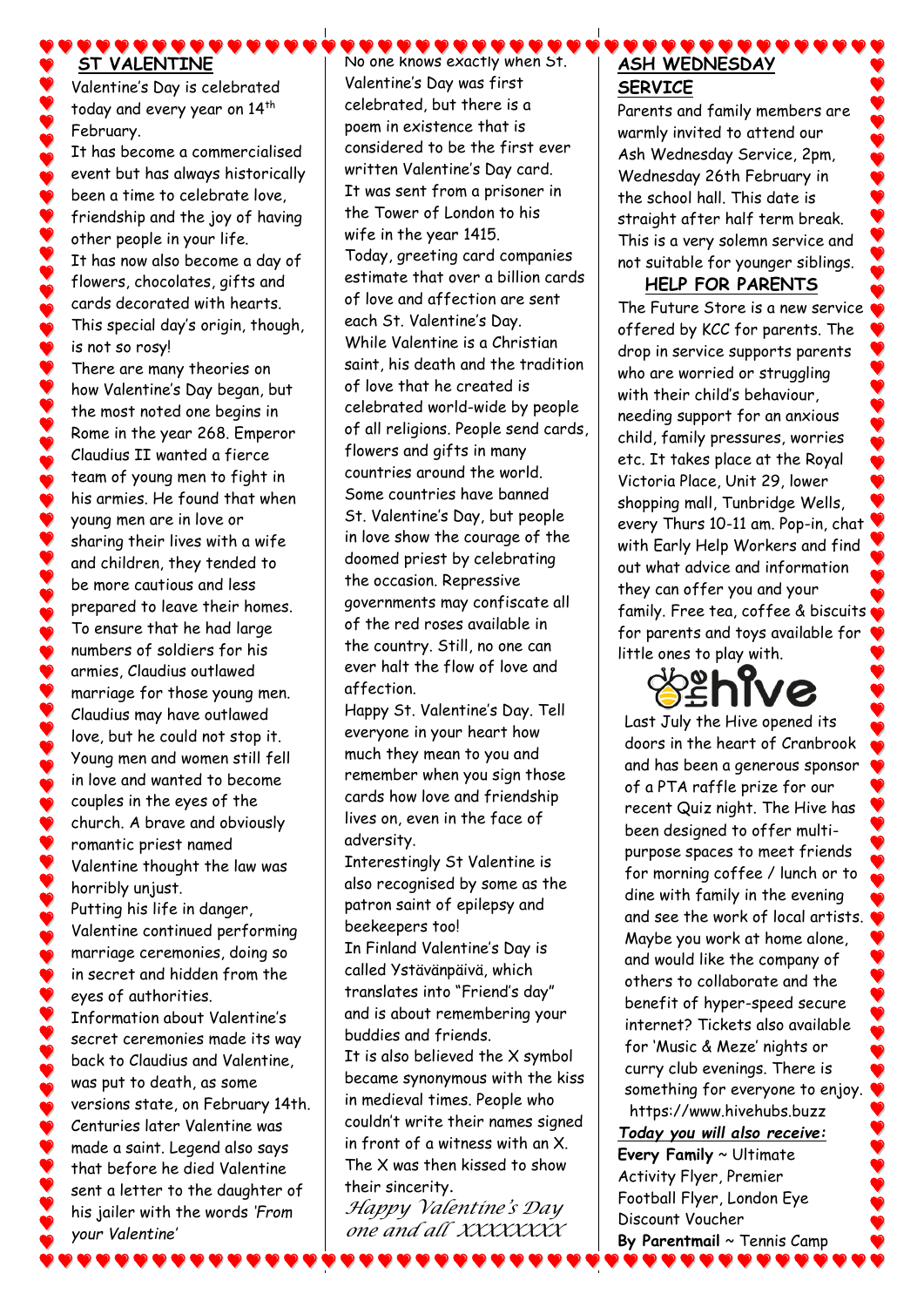## ST VALENTINE

Valentine's Day is celebrated today and every year on 14th February.

It has become a commercialised event but has always historically been a time to celebrate love, friendship and the joy of having other people in your life.

It has now also become a day of flowers, chocolates, gifts and cards decorated with hearts. This special day's origin, though, is not so rosy!

There are many theories on how Valentine's Day began, but the most noted one begins in Rome in the year 268. Emperor Claudius II wanted a fierce team of young men to fight in his armies. He found that when young men are in love or sharing their lives with a wife and children, they tended to be more cautious and less prepared to leave their homes. To ensure that he had large numbers of soldiers for his armies, Claudius outlawed marriage for those young men. Claudius may have outlawed love, but he could not stop it. Young men and women still fell in love and wanted to become couples in the eyes of the church. A brave and obviously romantic priest named Valentine thought the law was horribly unjust.

Putting his life in danger, Valentine continued performing marriage ceremonies, doing so in secret and hidden from the eyes of authorities.

Information about Valentine's secret ceremonies made its way back to Claudius and Valentine, was put to death, as some versions state, on February 14th. Centuries later Valentine was made a saint. Legend also says that before he died Valentine sent a letter to the daughter of his jailer with the words *'From your Valentine'*

No one knows exactly when St. Valentine's Day was first celebrated, but there is a poem in existence that is considered to be the first ever written Valentine's Day card. It was sent from a prisoner in the Tower of London to his wife in the year 1415.

Today, greeting card companies estimate that over a billion cards of love and affection are sent each St. Valentine's Day.

While Valentine is a Christian saint, his death and the tradition of love that he created is celebrated world-wide by people of all religions. People send cards, flowers and gifts in many countries around the world.

Some countries have banned St. Valentine's Day, but people in love show the courage of the doomed priest by celebrating the occasion. Repressive governments may confiscate all of the red roses available in the country. Still, no one can ever halt the flow of love and affection.

Happy St. Valentine's Day. Tell everyone in your heart how much they mean to you and remember when you sign those cards how love and friendship lives on, even in the face of adversity.

Interestingly St Valentine is also recognised by some as the patron saint of epilepsy and beekeepers too!

In Finland Valentine's Day is called Ystävänpäivä, which translates into "Friend's day" and is about remembering your buddies and friends.

It is also believed the X symbol became synonymous with the kiss in medieval times. People who couldn't write their names signed in front of a witness with an X. The X was then kissed to show their sincerity.

*Happy Valentine's Day one and all XXXXXXX*

## ASH WEDNESDAY SERVICE

Parents and family members are warmly invited to attend our Ash Wednesday Service, 2pm, Wednesday 26th February in the school hall. This date is straight after half term break. This is a very solemn service and not suitable for younger siblings.

## HELP FOR PARENTS

The Future Store is a new service offered by KCC for parents. The drop in service supports parents who are worried or struggling with their child's behaviour, needing support for an anxious child, family pressures, worries etc. It takes place at the Royal Victoria Place, Unit 29, lower shopping mall, Tunbridge Wells, every Thurs 10-11 am. Pop-in, chat with Early Help Workers and find out what advice and information they can offer you and your family. Free tea, coffee & biscuits for parents and toys available for little ones to play with.

## the hive

Last July the Hive opened its doors in the heart of Cranbrook and has been a generous sponsor of a PTA raffle prize for our recent Quiz night. The Hive has been designed to offer multi-purpose spaces to meet friends for morning coffee / lunch or to dine with family in the evening and see the work of local artists. Maybe you work at home alone, and would like the company of others to collaborate and the benefit of hyper-speed secure internet? Tickets also available for 'Music & Meze' nights or curry club evenings. There is something for everyone to enjoy.
https://www.hivehubs.buzz

***Today you will also receive:***

**Every Family** ~ Ultimate Activity Flyer, Premier Football Flyer, London Eye Discount Voucher

**By Parentmail** ~ Tennis Camp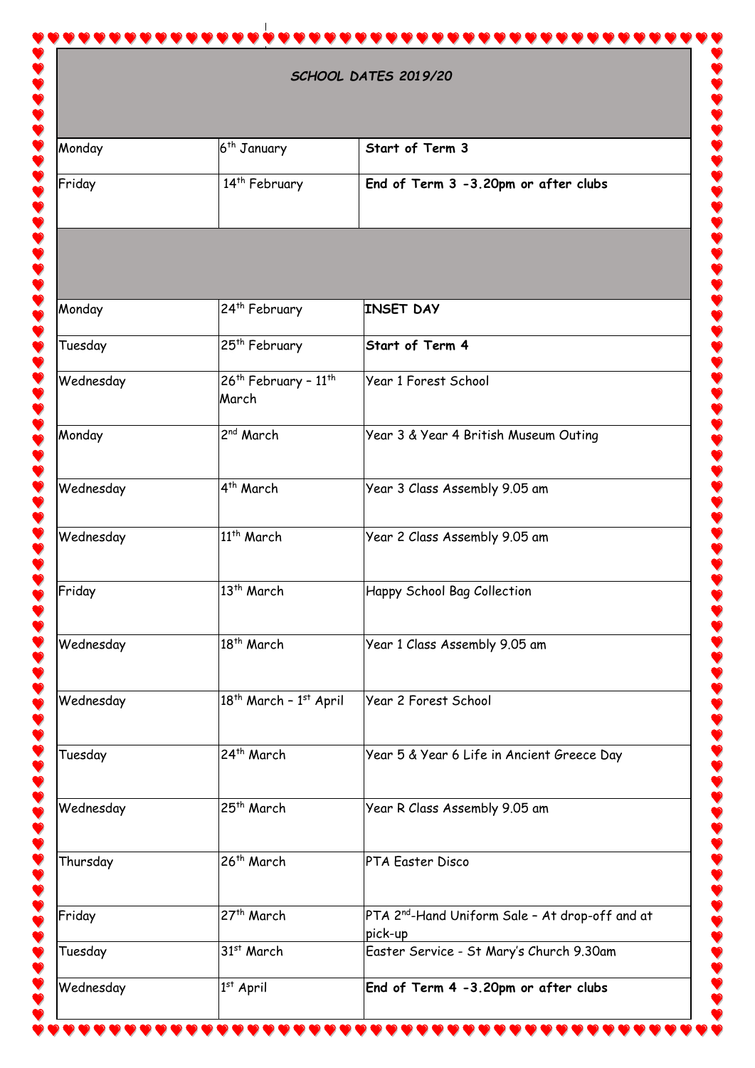| *SCHOOL DATES 2019/20* | | |
|---|---|---|
| Monday | 6th January | **Start of Term 3** |
| Friday | 14th February | **End of Term 3 -3.20pm or after clubs** |
| | | |
| Monday | 24th February | **INSET DAY** |
| Tuesday | 25th February | **Start of Term 4** |
| Wednesday | 26th February – 11th March | Year 1 Forest School |
| Monday | 2nd March | Year 3 & Year 4 British Museum Outing |
| Wednesday | 4th March | Year 3 Class Assembly 9.05 am |
| Wednesday | 11th March | Year 2 Class Assembly 9.05 am |
| Friday | 13th March | Happy School Bag Collection |
| Wednesday | 18th March | Year 1 Class Assembly 9.05 am |
| Wednesday | 18th March – 1st April | Year 2 Forest School |
| Tuesday | 24th March | Year 5 & Year 6 Life in Ancient Greece Day |
| Wednesday | 25th March | Year R Class Assembly 9.05 am |
| Thursday | 26th March | PTA Easter Disco |
| Friday | 27th March | PTA 2nd-Hand Uniform Sale – At drop-off and at pick-up |
| Tuesday | 31st March | Easter Service - St Mary's Church 9.30am |
| Wednesday | 1st April | **End of Term 4 -3.20pm or after clubs** |